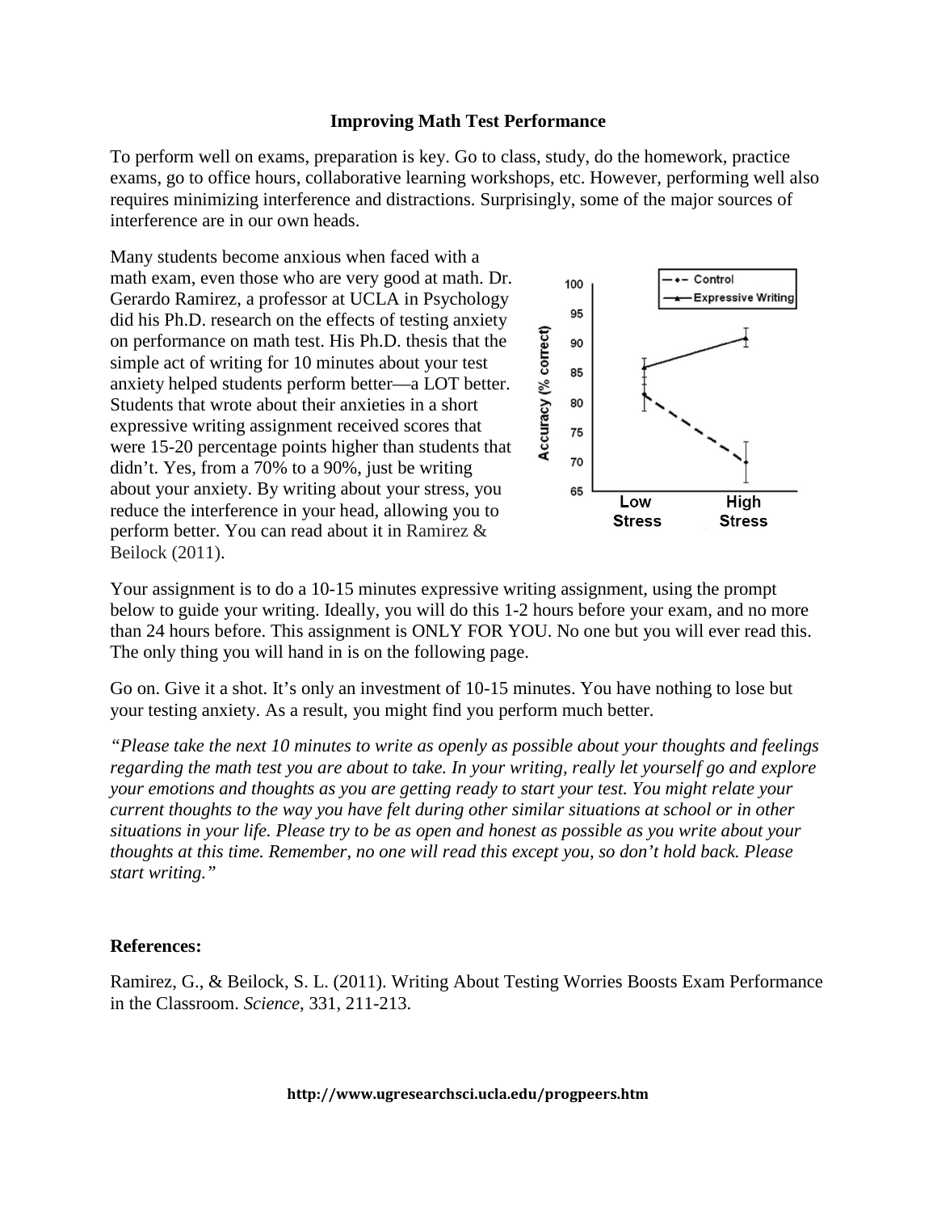**Improving Math Test Performance**

To perform well on exams, preparation is key. Go to class, study, do the homework, practice exams, go to office hours, collaborative learning workshops, etc. However, performing well also requires minimizing interference and distractions. Surprisingly, some of the major sources of interference are in our own heads.

Many students become anxious when faced with a math exam, even those who are very good at math. Dr. Gerardo Ramirez, a professor at UCLA in Psychology did his Ph.D. research on the effects of testing anxiety on performance on math test. His Ph.D. thesis that the simple act of writing for 10 minutes about your test anxiety helped students perform better—a LOT better. Students that wrote about their anxieties in a short expressive writing assignment received scores that were 15-20 percentage points higher than students that didn't. Yes, from a 70% to a 90%, just be writing about your anxiety. By writing about your stress, you reduce the interference in your head, allowing you to perform better. You can read about it in Ramirez & Beilock (2011).

Your assignment is to do a 10-15 minutes expressive writing assignment, using the prompt below to guide your writing. Ideally, you will do this 1-2 hours before your exam, and no more than 24 hours before. This assignment is ONLY FOR YOU. No one but you will ever read this. The only thing you will hand in is on the following page.

Go on. Give it a shot. It's only an investment of 10-15 minutes. You have nothing to lose but your testing anxiety. As a result, you might find you perform much better.

*"Please take the next 10 minutes to write as openly as possible about your thoughts and feelings regarding the math test you are about to take. In your writing, really let yourself go and explore your emotions and thoughts as you are getting ready to start your test. You might relate your current thoughts to the way you have felt during other similar situations at school or in other situations in your life. Please try to be as open and honest as possible as you write about your thoughts at this time. Remember, no one will read this except you, so don't hold back. Please start writing."*

**References:**

Ramirez, G., & Beilock, S. L. (2011). Writing About Testing Worries Boosts Exam Performance in the Classroom. *Science*, 331, 211-213.

**http://www.ugresearchsci.ucla.edu/progpeers.htm**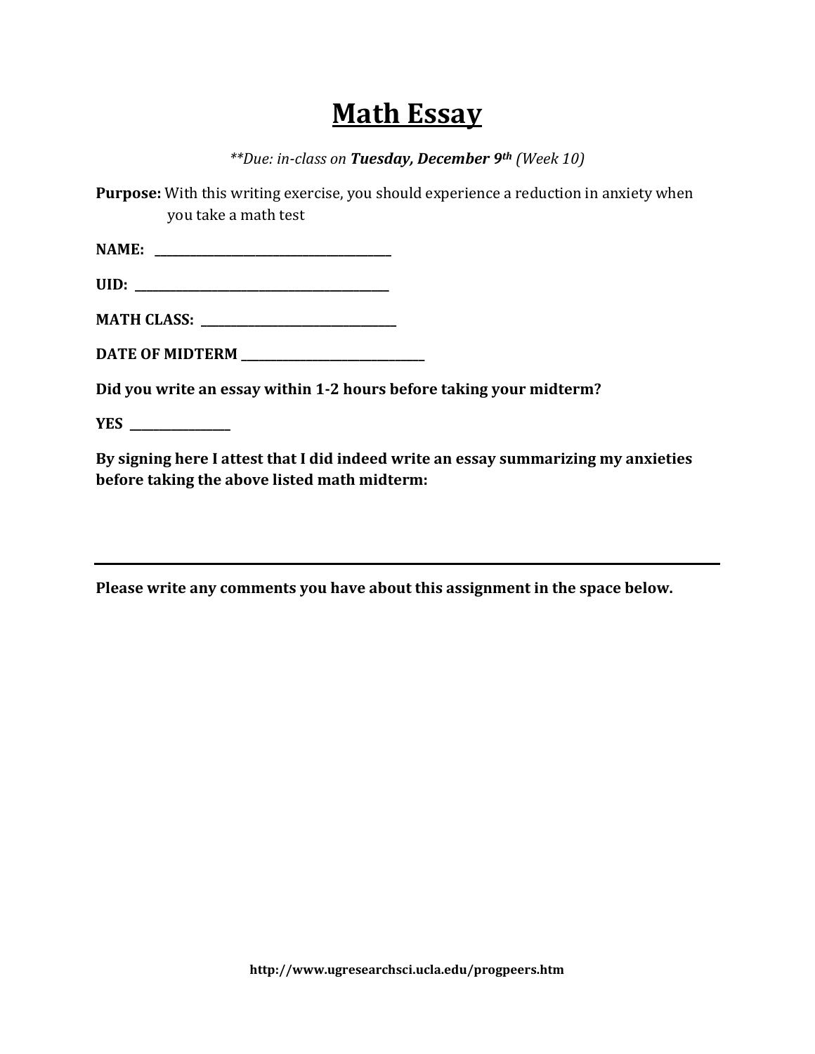# Math Essay

*\*\*Due: in-class on **Tuesday, December 9th** (Week 10)*

**Purpose:** With this writing exercise, you should experience a reduction in anxiety when you take a math test

**NAME:** ______________________________

**UID:** ______________________________

**MATH CLASS:** ______________________________

**DATE OF MIDTERM** ______________________________

**Did you write an essay within 1-2 hours before taking your midterm?**

**YES** ____________

**By signing here I attest that I did indeed write an essay summarizing my anxieties before taking the above listed math midterm:**

______________________________________________________________

**Please write any comments you have about this assignment in the space below.**

**http://www.ugresearchsci.ucla.edu/progpeers.htm**